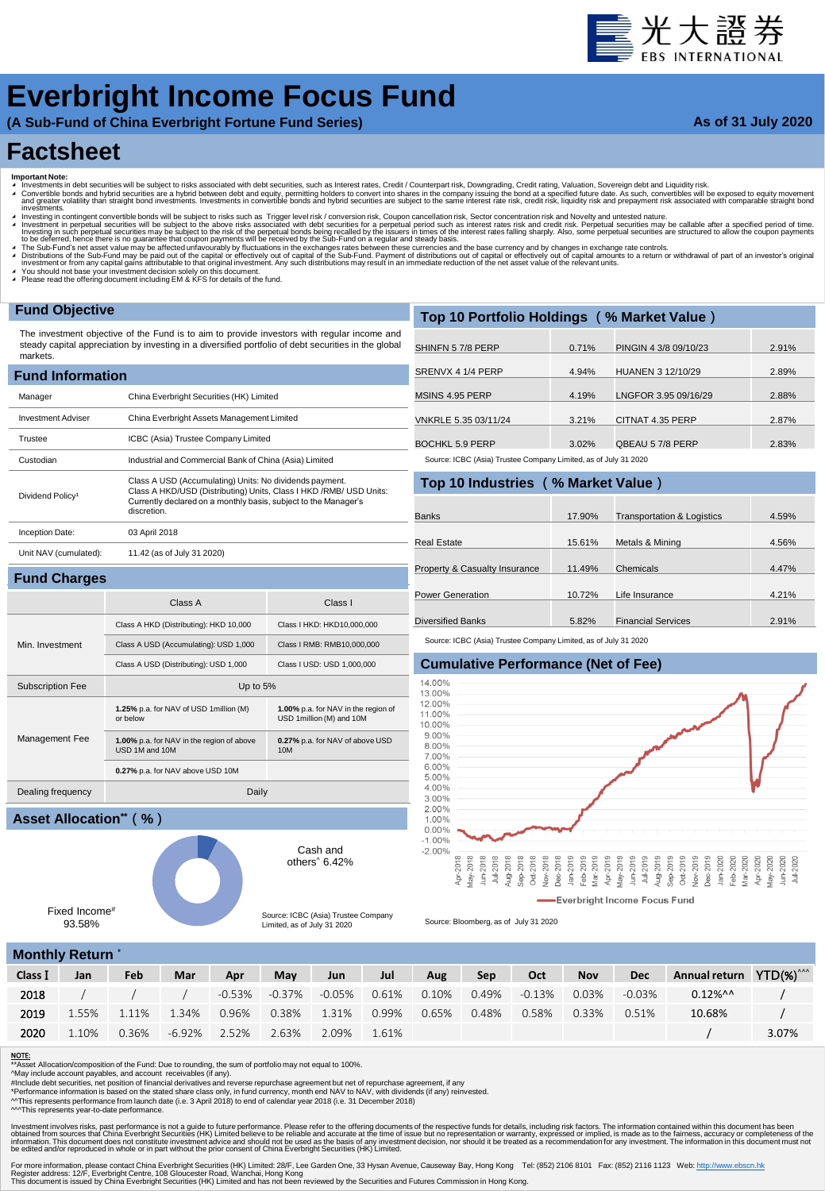光大證券 EBS INTERNATIONAL

# Everbright Income Focus Fund

**(A Sub-Fund of China Everbright Fortune Fund Series)**

**As of 31 July 2020**

# Factsheet

**Important Note:**

- Investments in debt securities will be subject to risks associated with debt securities, such as Interest rates, Credit / Counterpart risk, Downgrading, Credit rating, Valuation, Sovereign debt and Liquidity risk.
- Convertible bonds and hybrid securities are a hybrid between debt and equity, permitting holders to convert into shares in the company issuing the bond at a specified future date. As such, convertibles will be exposed to equity movement and greater volatility than straight bond investments. Investments in convertible bonds and hybrid securities are subject to the same interest rate risk, credit risk, liquidity risk and prepayment risk associated with comparable straight bond investments.
- Investing in contingent convertible bonds will be subject to risks such as Trigger level risk / conversion risk, Coupon cancellation risk, Sector concentration risk and Novelty and untested nature.
- Investment in perpetual securities will be subject to the above risks associated with debt securities for a perpetual period such as interest rates risk and credit risk. Perpetual securities may be callable after a specified period of time. Investing in such perpetual securities may be subject to the risk of the perpetual bonds being recalled by the issuers in times of the interest rates falling sharply. Also, some perpetual securities are structured to allow the coupon payments to be deferred, hence there is no guarantee that coupon payments will be received by the Sub-Fund on a regular and steady basis.
- The Sub-Fund's net asset value may be affected unfavorably by fluctuations in the exchanges rates between these currencies and the base currency and by changes in exchange rate controls.
- Distributions of the Sub-Fund may be paid out of the capital or effectively out of capital of the Sub-Fund. Payment of distributions out of capital or effectively out of capital amounts to a return or withdrawal of part of an investor's original investment or from any capital gains attributable to that original investment. Any such distributions may result in an immediate reduction of the net asset value of the relevant units.
- You should not base your investment decision solely on this document.
- Please read the offering document including EM & KFS for details of the fund.

## Fund Objective

The investment objective of the Fund is to aim to provide investors with regular income and steady capital appreciation by investing in a diversified portfolio of debt securities in the global markets.

## Fund Information

| | |
|---|---|
| Manager | China Everbright Securities (HK) Limited |
| Investment Adviser | China Everbright Assets Management Limited |
| Trustee | ICBC (Asia) Trustee Company Limited |
| Custodian | Industrial and Commercial Bank of China (Asia) Limited |
| Dividend Policy[1] | Class A USD (Accumulating) Units: No dividends payment. Class A HKD/USD (Distributing) Units, Class I HKD /RMB/ USD Units: Currently declared on a monthly basis, subject to the Manager's discretion. |
| Inception Date: | 03 April 2018 |
| Unit NAV (cumulated): | 11.42 (as of July 31 2020) |

## Fund Charges

| | Class A | Class I |
|---|---|---|
| Min. Investment | Class A HKD (Distributing): HKD 10,000 | Class I HKD: HKD10,000,000 |
| | Class A USD (Accumulating): USD 1,000 | Class I RMB: RMB10,000,000 |
| | Class A USD (Distributing): USD 1,000 | Class I USD: USD 1,000,000 |
| Subscription Fee | Up to 5% | |
| Management Fee | **1.25%** p.a. for NAV of USD 1million (M) or below | **1.00%** p.a. for NAV in the region of USD 1million (M) and 10M |
| | **1.00%** p.a. for NAV in the region of above USD 1M and 10M | **0.27%** p.a. for NAV of above USD 10M |
| | **0.27%** p.a. for NAV above USD 10M | |
| Dealing frequency | Daily | |

## Asset Allocation** ( % )

Cash and others^ 6.42%

Fixed Income# 93.58%

Source: ICBC (Asia) Trustee Company Limited, as of July 31 2020

## Top 10 Portfolio Holdings ( % Market Value )

| | | | |
|---|---|---|---|
| SHINFN 5 7/8 PERP | 0.71% | PINGIN 4 3/8 09/10/23 | 2.91% |
| SRENVX 4 1/4 PERP | 4.94% | HUANEN 3 12/10/29 | 2.89% |
| MSINS 4.95 PERP | 4.19% | LNGFOR 3.95 09/16/29 | 2.88% |
| VNKRLE 5.35 03/11/24 | 3.21% | CITNAT 4.35 PERP | 2.87% |
| BOCHKL 5.9 PERP | 3.02% | QBEAU 5 7/8 PERP | 2.83% |

Source: ICBC (Asia) Trustee Company Limited, as of July 31 2020

## Top 10 Industries ( % Market Value )

| | | | |
|---|---|---|---|
| Banks | 17.90% | Transportation & Logistics | 4.59% |
| Real Estate | 15.61% | Metals & Mining | 4.56% |
| Property & Casualty Insurance | 11.49% | Chemicals | 4.47% |
| Power Generation | 10.72% | Life Insurance | 4.21% |
| Diversified Banks | 5.82% | Financial Services | 2.91% |

Source: ICBC (Asia) Trustee Company Limited, as of July 31 2020

## Cumulative Performance (Net of Fee)

—Everbright Income Focus Fund

Source: Bloomberg, as of July 31 2020

## Monthly Return *

| Class I | Jan | Feb | Mar | Apr | May | Jun | Jul | Aug | Sep | Oct | Nov | Dec | Annual return | YTD(%)^^^ |
|---|---|---|---|---|---|---|---|---|---|---|---|---|---|---|
| 2018 | / | / | / | -0.53% | -0.37% | -0.05% | 0.61% | 0.10% | 0.49% | -0.13% | 0.03% | -0.03% | 0.12%^^ | / |
| 2019 | 1.55% | 1.11% | 1.34% | 0.96% | 0.38% | 1.31% | 0.99% | 0.65% | 0.48% | 0.58% | 0.33% | 0.51% | 10.68% | / |
| 2020 | 1.10% | 0.36% | -6.92% | 2.52% | 2.63% | 2.09% | 1.61% | | | | | | / | 3.07% |

**NOTE:**

**Asset Allocation/composition of the Fund: Due to rounding, the sum of portfolio may not equal to 100%.
^May include account payables, and account receivables (if any).
#Include debt securities, net position of financial derivatives and reverse repurchase agreement but net of repurchase agreement, if any
*Performance information is based on the stated share class only, in fund currency, month end NAV to NAV, with dividends (if any) reinvested.
^^This represents performance from launch date (i.e. 3 April 2018) to end of calendar year 2018 (i.e. 31 December 2018)
^^^This represents year-to-date performance.

Investment involves risks, past performance is not a guide to future performance. Please refer to the offering documents of the respective funds for details, including risk factors. The information contained within this document has been obtained from sources that China Everbright Securities (HK) Limited believe to be reliable and accurate at the time of issue but no representation or warranty, expressed or implied, is made as to the fairness, accuracy or completeness of the information. This document does not constitute investment advice and should not be used as the basis of any investment decision, nor should it be treated as a recommendation for any investment. The information in this document must not be edited and/or reproduced in whole or in part without the prior consent of China Everbright Securities (HK) Limited.

For more information, please contact China Everbright Securities (HK) Limited: 28/F, Lee Garden One, 33 Hysan Avenue, Causeway Bay, Hong Kong Tel: (852) 2106 8101 Fax: (852) 2116 1123 Web: http://www.ebscn.hk
Register address: 12/F, Everbright Centre, 108 Gloucester Road, Wanchai, Hong Kong
This document is issued by China Everbright Securities (HK) Limited and has not been reviewed by the Securities and Futures Commission in Hong Kong.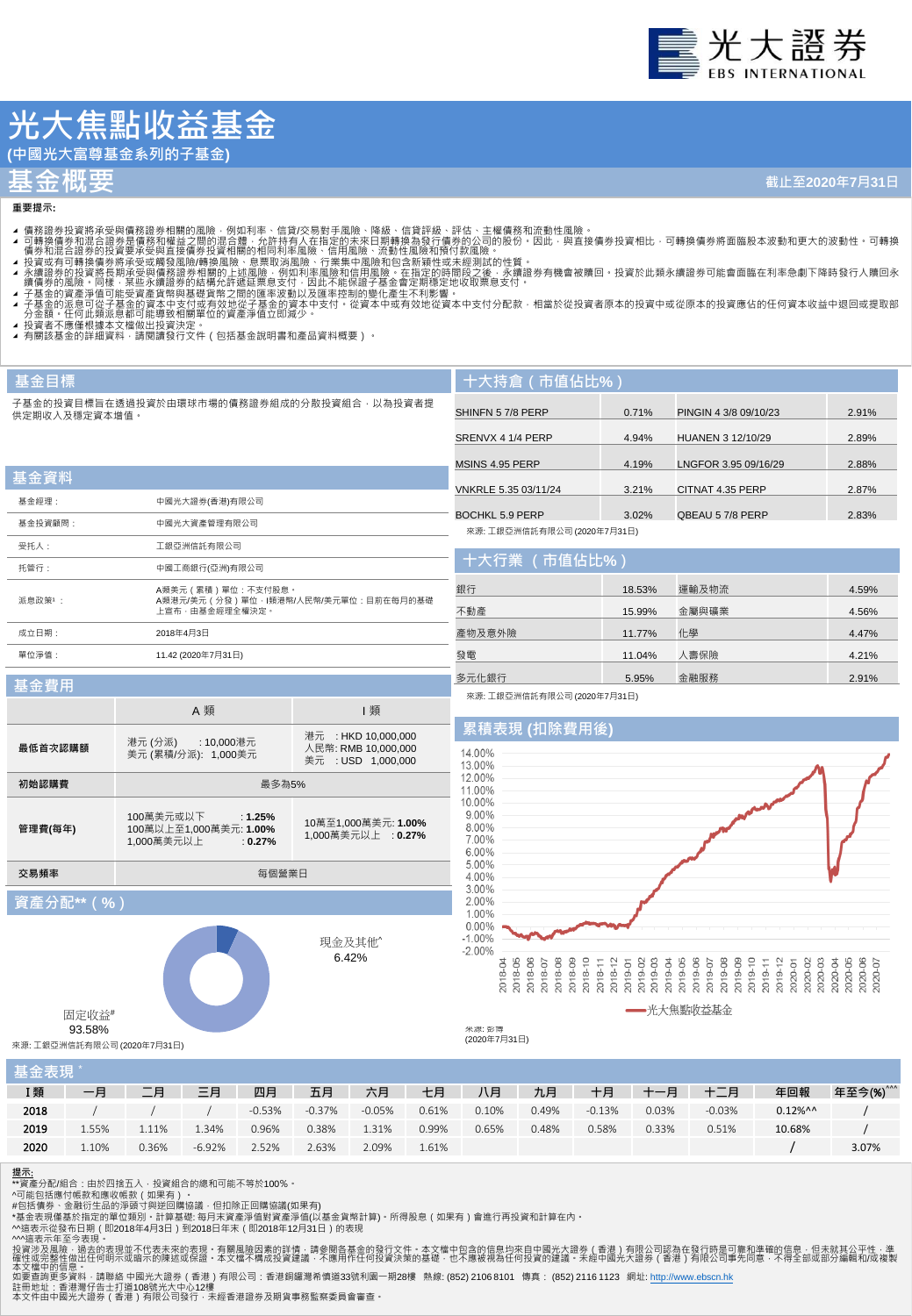# 光大焦點收益基金

**(中國光大富尊基金系列的子基金)**

## 基金概要

**截止至2020年7月31日**

**重要提示:**

- 債務證券投資將承受與債務證券相關的風險，例如利率、信貸/交易對手風險、降級、信貸評級、評估、主權債務和流動性風險。
- 可轉換債券和混合證券是債務和權益之間的混合體，允許持有人在指定的未來日期轉換為發行債券的公司的股份。因此，與直接債券投資相比，可轉換債券將面臨股本波動和更大的波動性。可轉換債券和混合證券的投資要承受與直接債券投資相關的相同利率風險、信用風險、流動性風險和預付款風險。
- 投資或有可轉換債券將承受或觸發風險/轉換風險，息票取消風險，行業集中風險和包含新穎性或未經測試的性質。
- 永續證券的投資將長期承受與債務證券相關的上述風險，例如利率風險和信用風險。在指定的時間段之後，永續證券有機會被贖回。投資於此類永續證券可能會面臨在利率急劇下降時發行人贖回永續債券的風險。同樣，某些永續證券的結構允許遞延票息支付，因此不能保證子基金會定期穩定地收取票息支付。
- 子基金的資產淨值可能受貨幣與基礎貨幣之間的匯率波動以及匯率控制的變化產生不利影響。
- 子基金的派息可從子基金的資本中支付或有效地從子基金的資本中支付。從資本中或有效地從資本中支付分配款，相當於從投資者原本的投資中或從原本的投資應佔的任何資本收益中退回或提取部分金額。任何此類派息都可能導致相關單位的資產淨值立即減少。
- 投資者不應僅根據本文檔做出投資決定。
- 有關該基金的詳細資料，請閱讀發行文件(包括基金說明書和產品資料概要)。

## 基金目標

子基金的投資目標旨在透過投資於由環球市場的債務證券組成的分散投資組合，以為投資者提供定期收入及穩定資本增值。

## 基金資料

| | |
|---|---|
| 基金經理： | 中國光大證券(香港)有限公司 |
| 基金投資顧問： | 中國光大資產管理有限公司 |
| 受託人： | 工銀亞洲信託有限公司 |
| 托管行： | 中國工商銀行(亞洲)有限公司 |
| 派息政策[1]： | A類美元(累積)單位：不支付股息。<br>A類港元/美元(分發)單位，I類港幣/人民幣/美元單位：目前在每月的基礎上宣布，由基金經理全權決定。 |
| 成立日期： | 2018年4月3日 |
| 單位淨值： | 11.42 (2020年7月31日) |

## 基金費用

| | A 類 | I 類 |
|---|---|---|
| **最低首次認購額** | 港元 (分派) : 10,000港元<br>美元 (累積/分派): 1,000美元 | 港元 : HKD 10,000,000<br>人民幣: RMB 10,000,000<br>美元 : USD 1,000,000 |
| **初始認購費** | 最多為5% | |
| **管理費(每年)** | 100萬美元或以下 : **1.25%**<br>100萬以上至1,000萬美元: **1.00%**<br>1,000萬美元以上 : **0.27%** | 10萬至1,000萬美元: **1.00%**<br>1,000萬美元以上 : **0.27%** |
| **交易頻率** | 每個營業日 | |

## 資產分配**(%)

現金及其他^
6.42%

固定收益#
93.58%

來源: 工銀亞洲信託有限公司 (2020年7月31日)

## 十大持倉(市值佔比%)

| | | | |
|---|---|---|---|
| SHINFN 5 7/8 PERP | 0.71% | PINGIN 4 3/8 09/10/23 | 2.91% |
| SRENVX 4 1/4 PERP | 4.94% | HUANEN 3 12/10/29 | 2.89% |
| MSINS 4.95 PERP | 4.19% | LNGFOR 3.95 09/16/29 | 2.88% |
| VNKRLE 5.35 03/11/24 | 3.21% | CITNAT 4.35 PERP | 2.87% |
| BOCHKL 5.9 PERP | 3.02% | QBEAU 5 7/8 PERP | 2.83% |

來源: 工銀亞洲信託有限公司 (2020年7月31日)

## 十大行業(市值佔比%)

| | | | |
|---|---|---|---|
| 銀行 | 18.53% | 運輸及物流 | 4.59% |
| 不動產 | 15.99% | 金屬與礦業 | 4.56% |
| 產物及意外險 | 11.77% | 化學 | 4.47% |
| 發電 | 11.04% | 人壽保險 | 4.21% |
| 多元化銀行 | 5.95% | 金融服務 | 2.91% |

來源: 工銀亞洲信託有限公司 (2020年7月31日)

## 累積表現 (扣除費用後)

14.00%
13.00%
12.00%
11.00%
10.00%
9.00%
8.00%
7.00%
6.00%
5.00%
4.00%
3.00%
2.00%
1.00%
0.00%
-1.00%
-2.00%

2018-04 2018-05 2018-06 2018-07 2018-08 2018-09 2018-10 2018-11 2018-12 2019-01 2019-02 2019-03 2019-04 2019-05 2019-06 2019-07 2019-08 2019-09 2019-10 2019-11 2019-12 2020-01 2020-02 2020-03 2020-04 2020-05 2020-06 2020-07

光大焦點收益基金

來源: 彭博
(2020年7月31日)

## 基金表現*

| I 類 | 一月 | 二月 | 三月 | 四月 | 五月 | 六月 | 七月 | 八月 | 九月 | 十月 | 十一月 | 十二月 | 年回報 | 年至今(%)^^^ |
|---|---|---|---|---|---|---|---|---|---|---|---|---|---|---|
| 2018 | / | / | / | -0.53% | -0.37% | -0.05% | 0.61% | 0.10% | 0.49% | -0.13% | 0.03% | -0.03% | 0.12%^^ | / |
| 2019 | 1.55% | 1.11% | 1.34% | 0.96% | 0.38% | 1.31% | 0.99% | 0.65% | 0.48% | 0.58% | 0.33% | 0.51% | 10.68% | / |
| 2020 | 1.10% | 0.36% | -6.92% | 2.52% | 2.63% | 2.09% | 1.61% | | | | | | / | 3.07% |

**提示:**

**資產分配/組合：由於四捨五入，投資組合的總和可能不等於100%。
^可能包括應付帳款和應收帳款(如果有)。
#包括債券、金融衍生品的淨頭寸與逆回購協議，但扣除正回購協議(如果有)
*基金表現僅基於指定的單位類別。計算基礎: 每月末資產淨值對資產淨值(以基金貨幣計算)。所得股息(如果有)會進行再投資和計算在內。
^^這表示從發行日期(即2018年4月3日)到2018年年末(即2018年12月31日)的表現
^^^這表示年至今表現。

投資涉及風險，過去的表現並不代表未來的表現。有關風險因素的詳情，請參閱各基金的發行文件。本文檔中包含的信息均來自中國光大證券(香港)有限公司認為在發行時是可靠和準確的信息，但未就其公平性，準確性或完整性做出任何明示或暗示的陳述或保證。本文檔不構成投資建議，不應用作任何投資決策的基礎，也不應被視為任何投資的建議。未經中國光大證券(香港)有限公司事先同意，不得全部或部分編輯和/或複製本文檔中的信息。
如要查詢更多資料，請聯絡 中國光大證券(香港)有限公司：香港銅鑼灣希慎道33號利園一期28樓 熱線: (852) 2106 8101 傳真： (852) 2116 1123 網址: http://www.ebscn.hk
註冊地址：香港灣仔告士打道108號光大中心12樓
本文件由中國光大證券(香港)有限公司發行，未經香港證券及期貨事務監察委員會審查。